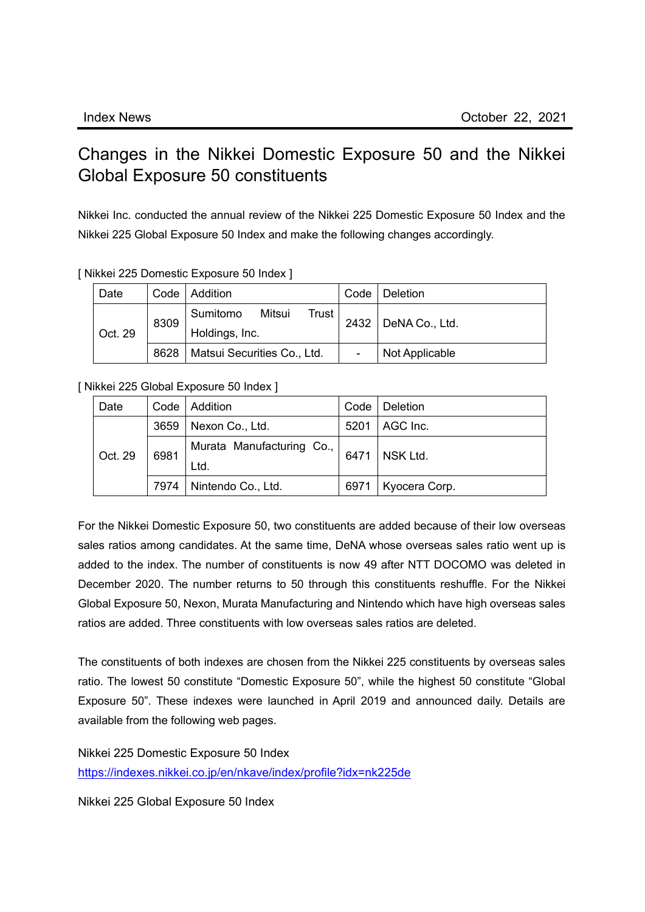Index News October 22, 2021

# Changes in the Nikkei Domestic Exposure 50 and the Nikkei Global Exposure 50 constituents

Nikkei Inc. conducted the annual review of the Nikkei 225 Domestic Exposure 50 Index and the Nikkei 225 Global Exposure 50 Index and make the following changes accordingly.

[ Nikkei 225 Domestic Exposure 50 Index ]

| Date | Code | Addition | Code | Deletion |
|---|---|---|---|---|
| Oct. 29 | 8309 | Sumitomo Mitsui Trust Holdings, Inc. | 2432 | DeNA Co., Ltd. |
| | 8628 | Matsui Securities Co., Ltd. | - | Not Applicable |

[ Nikkei 225 Global Exposure 50 Index ]

| Date | Code | Addition | Code | Deletion |
|---|---|---|---|---|
| Oct. 29 | 3659 | Nexon Co., Ltd. | 5201 | AGC Inc. |
| | 6981 | Murata Manufacturing Co., Ltd. | 6471 | NSK Ltd. |
| | 7974 | Nintendo Co., Ltd. | 6971 | Kyocera Corp. |

For the Nikkei Domestic Exposure 50, two constituents are added because of their low overseas sales ratios among candidates. At the same time, DeNA whose overseas sales ratio went up is added to the index. The number of constituents is now 49 after NTT DOCOMO was deleted in December 2020. The number returns to 50 through this constituents reshuffle. For the Nikkei Global Exposure 50, Nexon, Murata Manufacturing and Nintendo which have high overseas sales ratios are added. Three constituents with low overseas sales ratios are deleted.

The constituents of both indexes are chosen from the Nikkei 225 constituents by overseas sales ratio. The lowest 50 constitute “Domestic Exposure 50”, while the highest 50 constitute “Global Exposure 50”. These indexes were launched in April 2019 and announced daily. Details are available from the following web pages.

Nikkei 225 Domestic Exposure 50 Index
https://indexes.nikkei.co.jp/en/nkave/index/profile?idx=nk225de

Nikkei 225 Global Exposure 50 Index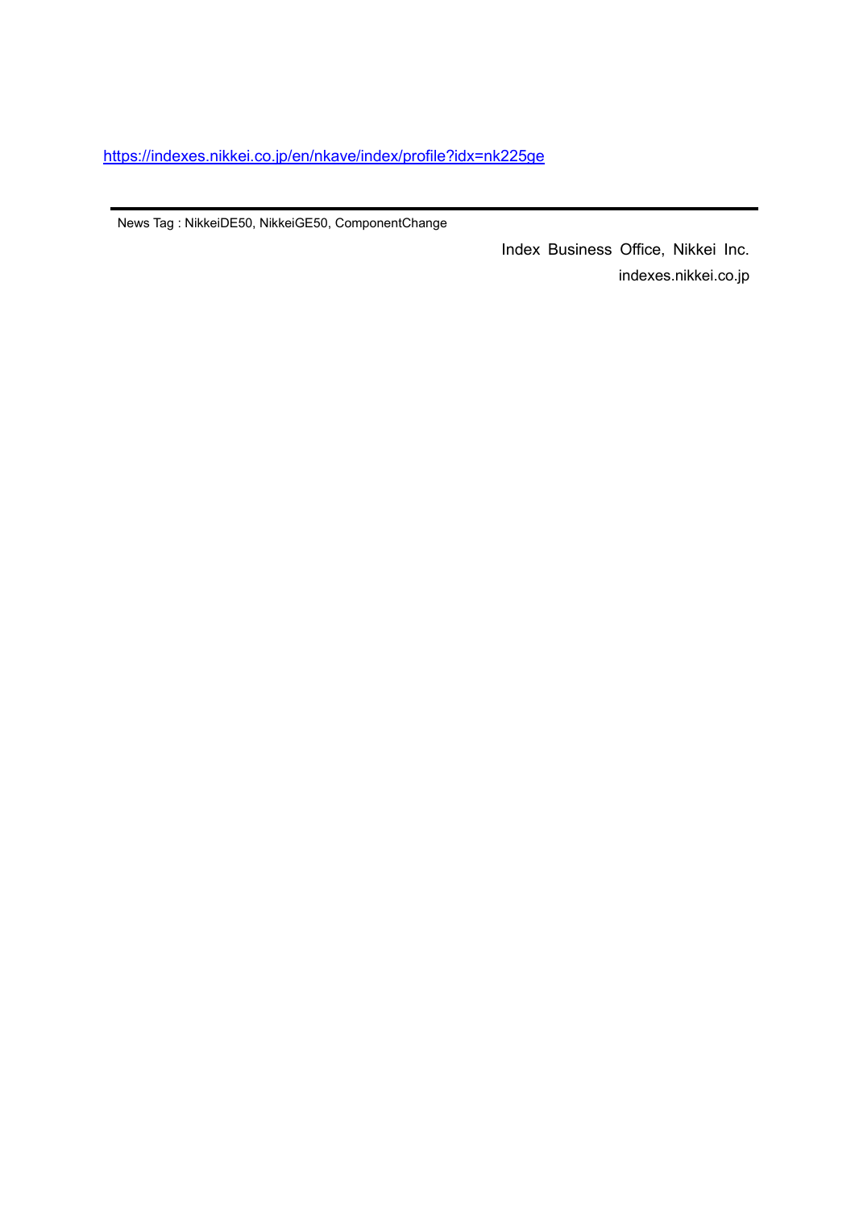https://indexes.nikkei.co.jp/en/nkave/index/profile?idx=nk225ge

---

News Tag : NikkeiDE50, NikkeiGE50, ComponentChange

Index Business Office, Nikkei Inc.
indexes.nikkei.co.jp